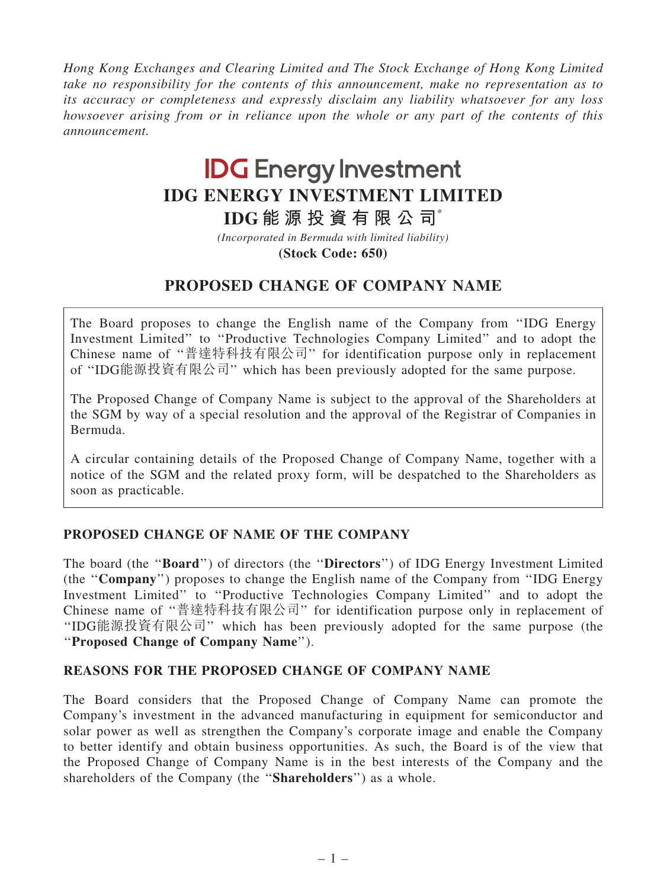*Hong Kong Exchanges and Clearing Limited and The Stock Exchange of Hong Kong Limited take no responsibility for the contents of this announcement, make no representation as to its accuracy or completeness and expressly disclaim any liability whatsoever for any loss howsoever arising from or in reliance upon the whole or any part of the contents of this announcement.*

IDG Energy Investment

# IDG ENERGY INVESTMENT LIMITED

# IDG能源投資有限公司*

*(Incorporated in Bermuda with limited liability)*

**(Stock Code: 650)**

## PROPOSED CHANGE OF COMPANY NAME

The Board proposes to change the English name of the Company from "IDG Energy Investment Limited" to "Productive Technologies Company Limited" and to adopt the Chinese name of "普達特科技有限公司" for identification purpose only in replacement of "IDG能源投資有限公司" which has been previously adopted for the same purpose.

The Proposed Change of Company Name is subject to the approval of the Shareholders at the SGM by way of a special resolution and the approval of the Registrar of Companies in Bermuda.

A circular containing details of the Proposed Change of Company Name, together with a notice of the SGM and the related proxy form, will be despatched to the Shareholders as soon as practicable.

### PROPOSED CHANGE OF NAME OF THE COMPANY

The board (the "**Board**") of directors (the "**Directors**") of IDG Energy Investment Limited (the "**Company**") proposes to change the English name of the Company from "IDG Energy Investment Limited" to "Productive Technologies Company Limited" and to adopt the Chinese name of "普達特科技有限公司" for identification purpose only in replacement of "IDG能源投資有限公司" which has been previously adopted for the same purpose (the "**Proposed Change of Company Name**").

### REASONS FOR THE PROPOSED CHANGE OF COMPANY NAME

The Board considers that the Proposed Change of Company Name can promote the Company's investment in the advanced manufacturing in equipment for semiconductor and solar power as well as strengthen the Company's corporate image and enable the Company to better identify and obtain business opportunities. As such, the Board is of the view that the Proposed Change of Company Name is in the best interests of the Company and the shareholders of the Company (the "**Shareholders**") as a whole.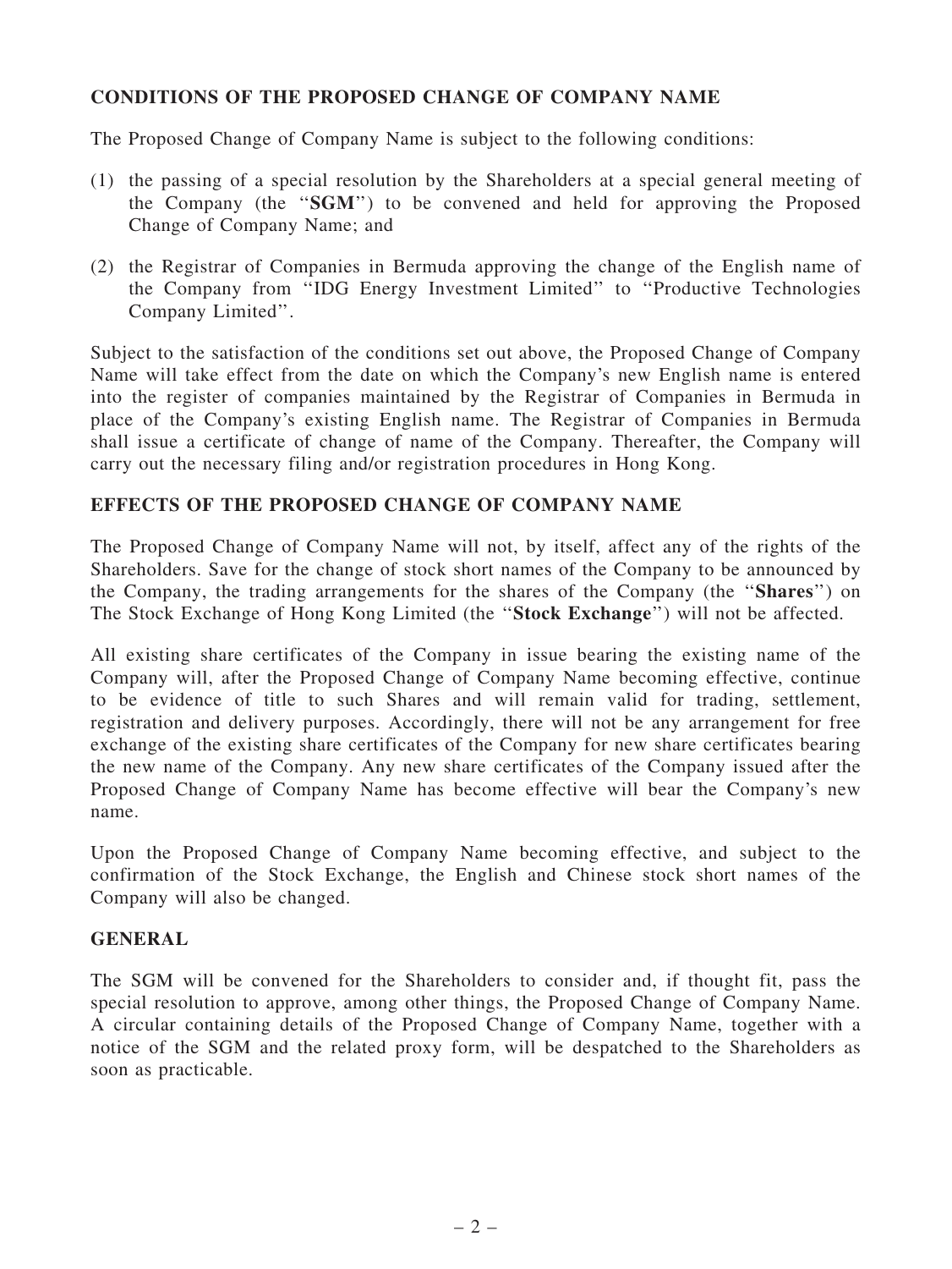## CONDITIONS OF THE PROPOSED CHANGE OF COMPANY NAME

The Proposed Change of Company Name is subject to the following conditions:

(1) the passing of a special resolution by the Shareholders at a special general meeting of the Company (the "**SGM**") to be convened and held for approving the Proposed Change of Company Name; and

(2) the Registrar of Companies in Bermuda approving the change of the English name of the Company from "IDG Energy Investment Limited" to "Productive Technologies Company Limited".

Subject to the satisfaction of the conditions set out above, the Proposed Change of Company Name will take effect from the date on which the Company's new English name is entered into the register of companies maintained by the Registrar of Companies in Bermuda in place of the Company's existing English name. The Registrar of Companies in Bermuda shall issue a certificate of change of name of the Company. Thereafter, the Company will carry out the necessary filing and/or registration procedures in Hong Kong.

## EFFECTS OF THE PROPOSED CHANGE OF COMPANY NAME

The Proposed Change of Company Name will not, by itself, affect any of the rights of the Shareholders. Save for the change of stock short names of the Company to be announced by the Company, the trading arrangements for the shares of the Company (the "**Shares**") on The Stock Exchange of Hong Kong Limited (the "**Stock Exchange**") will not be affected.

All existing share certificates of the Company in issue bearing the existing name of the Company will, after the Proposed Change of Company Name becoming effective, continue to be evidence of title to such Shares and will remain valid for trading, settlement, registration and delivery purposes. Accordingly, there will not be any arrangement for free exchange of the existing share certificates of the Company for new share certificates bearing the new name of the Company. Any new share certificates of the Company issued after the Proposed Change of Company Name has become effective will bear the Company's new name.

Upon the Proposed Change of Company Name becoming effective, and subject to the confirmation of the Stock Exchange, the English and Chinese stock short names of the Company will also be changed.

## GENERAL

The SGM will be convened for the Shareholders to consider and, if thought fit, pass the special resolution to approve, among other things, the Proposed Change of Company Name. A circular containing details of the Proposed Change of Company Name, together with a notice of the SGM and the related proxy form, will be despatched to the Shareholders as soon as practicable.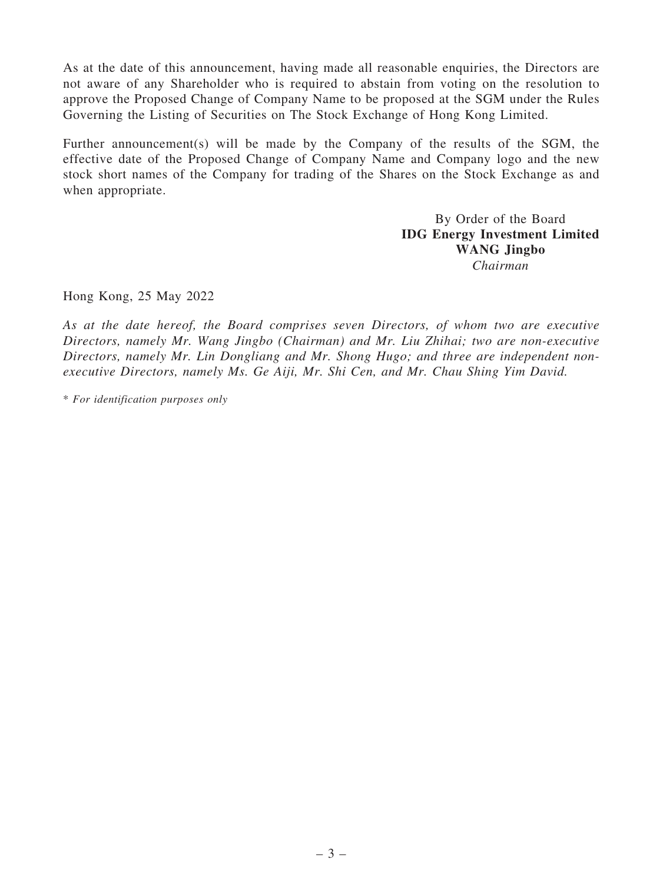As at the date of this announcement, having made all reasonable enquiries, the Directors are not aware of any Shareholder who is required to abstain from voting on the resolution to approve the Proposed Change of Company Name to be proposed at the SGM under the Rules Governing the Listing of Securities on The Stock Exchange of Hong Kong Limited.

Further announcement(s) will be made by the Company of the results of the SGM, the effective date of the Proposed Change of Company Name and Company logo and the new stock short names of the Company for trading of the Shares on the Stock Exchange as and when appropriate.

By Order of the Board
**IDG Energy Investment Limited**
**WANG Jingbo**
*Chairman*

Hong Kong, 25 May 2022

*As at the date hereof, the Board comprises seven Directors, of whom two are executive Directors, namely Mr. Wang Jingbo (Chairman) and Mr. Liu Zhihai; two are non-executive Directors, namely Mr. Lin Dongliang and Mr. Shong Hugo; and three are independent non-executive Directors, namely Ms. Ge Aiji, Mr. Shi Cen, and Mr. Chau Shing Yim David.*

* *For identification purposes only*